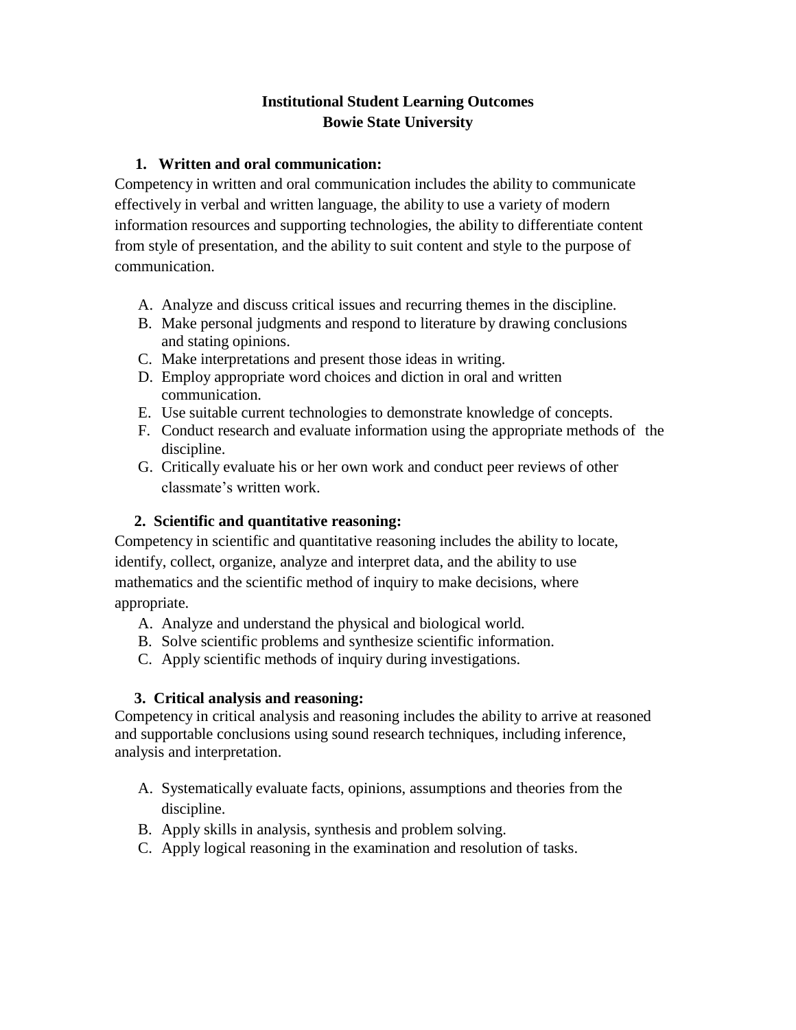# Institutional Student Learning Outcomes
# Bowie State University

## 1. Written and oral communication:

Competency in written and oral communication includes the ability to communicate effectively in verbal and written language, the ability to use a variety of modern information resources and supporting technologies, the ability to differentiate content from style of presentation, and the ability to suit content and style to the purpose of communication.

A. Analyze and discuss critical issues and recurring themes in the discipline.
B. Make personal judgments and respond to literature by drawing conclusions and stating opinions.
C. Make interpretations and present those ideas in writing.
D. Employ appropriate word choices and diction in oral and written communication.
E. Use suitable current technologies to demonstrate knowledge of concepts.
F. Conduct research and evaluate information using the appropriate methods of the discipline.
G. Critically evaluate his or her own work and conduct peer reviews of other classmate's written work.

## 2. Scientific and quantitative reasoning:

Competency in scientific and quantitative reasoning includes the ability to locate, identify, collect, organize, analyze and interpret data, and the ability to use mathematics and the scientific method of inquiry to make decisions, where appropriate.

A. Analyze and understand the physical and biological world.
B. Solve scientific problems and synthesize scientific information.
C. Apply scientific methods of inquiry during investigations.

## 3. Critical analysis and reasoning:

Competency in critical analysis and reasoning includes the ability to arrive at reasoned and supportable conclusions using sound research techniques, including inference, analysis and interpretation.

A. Systematically evaluate facts, opinions, assumptions and theories from the discipline.
B. Apply skills in analysis, synthesis and problem solving.
C. Apply logical reasoning in the examination and resolution of tasks.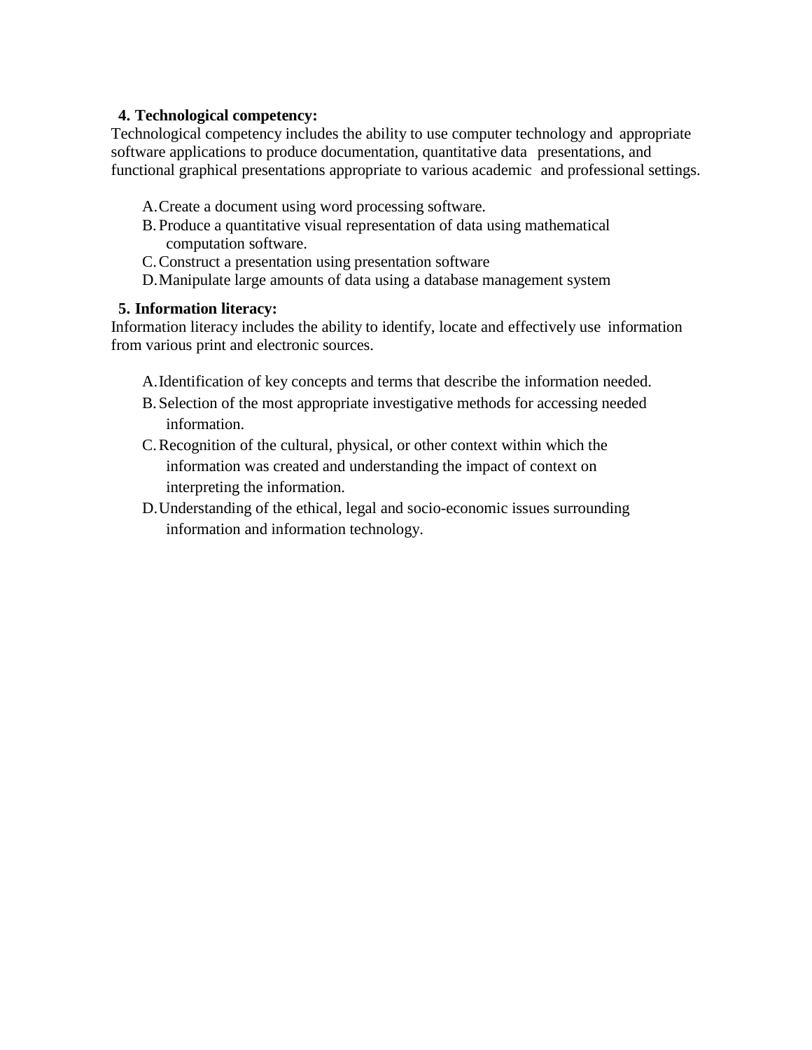**4. Technological competency:**

Technological competency includes the ability to use computer technology and appropriate software applications to produce documentation, quantitative data presentations, and functional graphical presentations appropriate to various academic and professional settings.

A. Create a document using word processing software.
B. Produce a quantitative visual representation of data using mathematical computation software.
C. Construct a presentation using presentation software
D. Manipulate large amounts of data using a database management system

**5. Information literacy:**

Information literacy includes the ability to identify, locate and effectively use information from various print and electronic sources.

A. Identification of key concepts and terms that describe the information needed.
B. Selection of the most appropriate investigative methods for accessing needed information.
C. Recognition of the cultural, physical, or other context within which the information was created and understanding the impact of context on interpreting the information.
D. Understanding of the ethical, legal and socio-economic issues surrounding information and information technology.